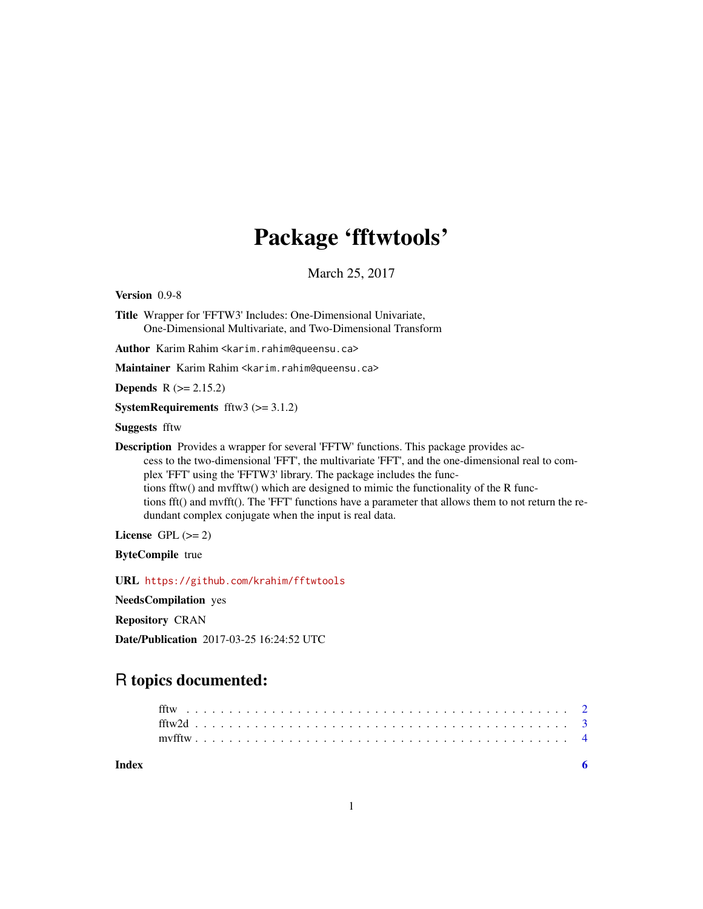# Package 'fftwtools'

March 25, 2017

**Version** 0.9-8

**Title** Wrapper for 'FFTW3' Includes: One-Dimensional Univariate, One-Dimensional Multivariate, and Two-Dimensional Transform

**Author** Karim Rahim <karim.rahim@queensu.ca>

**Maintainer** Karim Rahim <karim.rahim@queensu.ca>

**Depends** R (>= 2.15.2)

**SystemRequirements** fftw3 (>= 3.1.2)

**Suggests** fftw

**Description** Provides a wrapper for several 'FFTW' functions. This package provides access to the two-dimensional 'FFT', the multivariate 'FFT', and the one-dimensional real to complex 'FFT' using the 'FFTW3' library. The package includes the functions fftw() and mvfftw() which are designed to mimic the functionality of the R functions fft() and mvfft(). The 'FFT' functions have a parameter that allows them to not return the redundant complex conjugate when the input is real data.

**License** GPL (>= 2)

**ByteCompile** true

**URL** https://github.com/krahim/fftwtools

**NeedsCompilation** yes

**Repository** CRAN

**Date/Publication** 2017-03-25 16:24:52 UTC

## R topics documented:

- fftw . . . . . . . . . . . . . . . . . . . . . . . . . . . . . . . . . . . . . . . . . . . . . 2
- fftw2d . . . . . . . . . . . . . . . . . . . . . . . . . . . . . . . . . . . . . . . . . . . . 3
- mvfftw . . . . . . . . . . . . . . . . . . . . . . . . . . . . . . . . . . . . . . . . . . . . 4

**Index** 6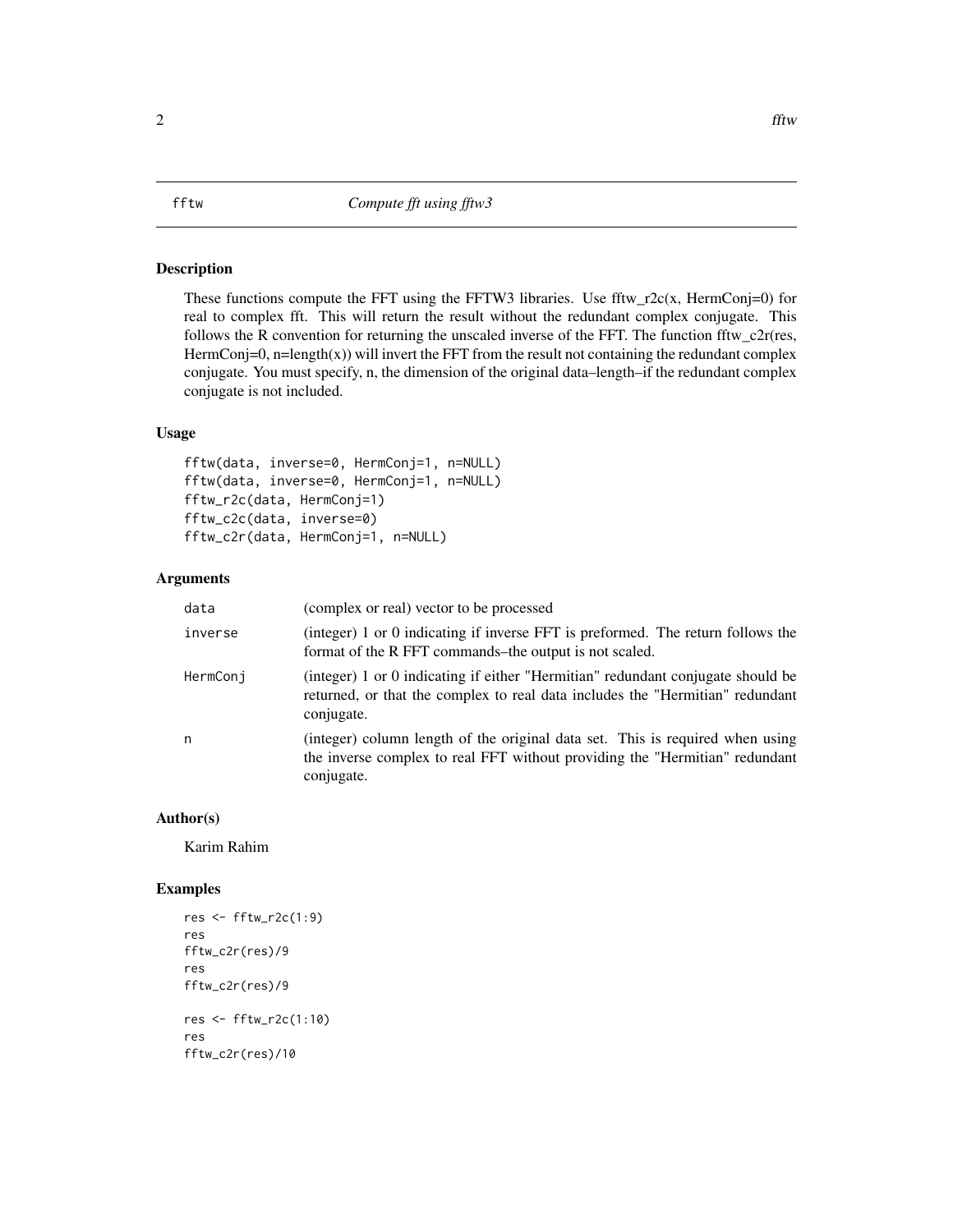fftw — *Compute fft using fftw3*

## Description

These functions compute the FFT using the FFTW3 libraries. Use fftw_r2c(x, HermConj=0) for real to complex fft. This will return the result without the redundant complex conjugate. This follows the R convention for returning the unscaled inverse of the FFT. The function fftw_c2r(res, HermConj=0, n=length(x)) will invert the FFT from the result not containing the redundant complex conjugate. You must specify, n, the dimension of the original data–length–if the redundant complex conjugate is not included.

## Usage

```
fftw(data, inverse=0, HermConj=1, n=NULL)
fftw(data, inverse=0, HermConj=1, n=NULL)
fftw_r2c(data, HermConj=1)
fftw_c2c(data, inverse=0)
fftw_c2r(data, HermConj=1, n=NULL)
```

## Arguments

| | |
|---|---|
| `data` | (complex or real) vector to be processed |
| `inverse` | (integer) 1 or 0 indicating if inverse FFT is preformed. The return follows the format of the R FFT commands–the output is not scaled. |
| `HermConj` | (integer) 1 or 0 indicating if either "Hermitian" redundant conjugate should be returned, or that the complex to real data includes the "Hermitian" redundant conjugate. |
| `n` | (integer) column length of the original data set. This is required when using the inverse complex to real FFT without providing the "Hermitian" redundant conjugate. |

## Author(s)

Karim Rahim

## Examples

```
res <- fftw_r2c(1:9)
res
fftw_c2r(res)/9
res
fftw_c2r(res)/9

res <- fftw_r2c(1:10)
res
fftw_c2r(res)/10
```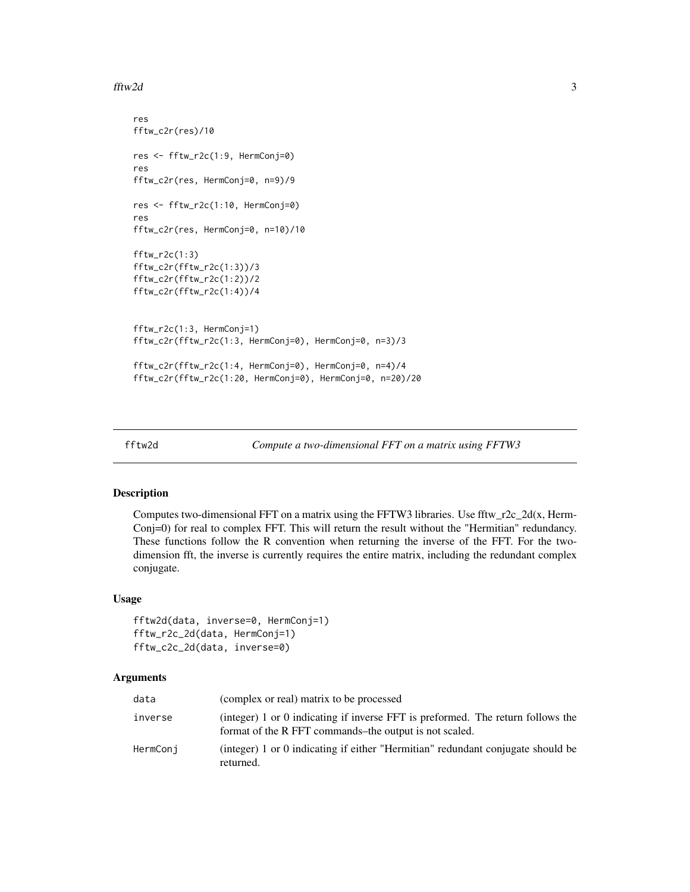```
res
fftw_c2r(res)/10

res <- fftw_r2c(1:9, HermConj=0)
res
fftw_c2r(res, HermConj=0, n=9)/9

res <- fftw_r2c(1:10, HermConj=0)
res
fftw_c2r(res, HermConj=0, n=10)/10

fftw_r2c(1:3)
fftw_c2r(fftw_r2c(1:3))/3
fftw_c2r(fftw_r2c(1:2))/2
fftw_c2r(fftw_r2c(1:4))/4


fftw_r2c(1:3, HermConj=1)
fftw_c2r(fftw_r2c(1:3, HermConj=0), HermConj=0, n=3)/3

fftw_c2r(fftw_r2c(1:4, HermConj=0), HermConj=0, n=4)/4
fftw_c2r(fftw_r2c(1:20, HermConj=0), HermConj=0, n=20)/20
```

---

## fftw2d — *Compute a two-dimensional FFT on a matrix using FFTW3*

---

### Description

Computes two-dimensional FFT on a matrix using the FFTW3 libraries. Use fftw_r2c_2d(x, HermConj=0) for real to complex FFT. This will return the result without the "Hermitian" redundancy. These functions follow the R convention when returning the inverse of the FFT. For the two-dimension fft, the inverse is currently requires the entire matrix, including the redundant complex conjugate.

### Usage

```
fftw2d(data, inverse=0, HermConj=1)
fftw_r2c_2d(data, HermConj=1)
fftw_c2c_2d(data, inverse=0)
```

### Arguments

| | |
|---|---|
| data | (complex or real) matrix to be processed |
| inverse | (integer) 1 or 0 indicating if inverse FFT is preformed. The return follows the format of the R FFT commands–the output is not scaled. |
| HermConj | (integer) 1 or 0 indicating if either "Hermitian" redundant conjugate should be returned. |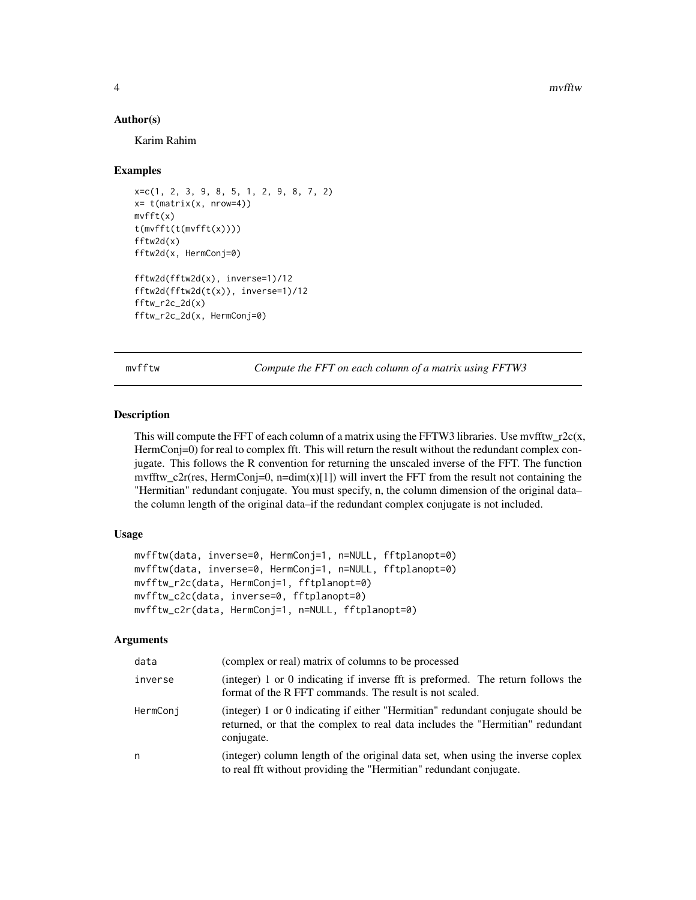## Author(s)

Karim Rahim

## Examples

```
x=c(1, 2, 3, 9, 8, 5, 1, 2, 9, 8, 7, 2)
x= t(matrix(x, nrow=4))
mvfft(x)
t(mvfft(t(mvfft(x))))
fftw2d(x)
fftw2d(x, HermConj=0)

fftw2d(fftw2d(x), inverse=1)/12
fftw2d(fftw2d(t(x)), inverse=1)/12
fftw_r2c_2d(x)
fftw_r2c_2d(x, HermConj=0)
```

---

# mvfftw — *Compute the FFT on each column of a matrix using FFTW3*

## Description

This will compute the FFT of each column of a matrix using the FFTW3 libraries. Use mvfftw_r2c(x, HermConj=0) for real to complex fft. This will return the result without the redundant complex conjugate. This follows the R convention for returning the unscaled inverse of the FFT. The function mvfftw_c2r(res, HermConj=0, n=dim(x)[1]) will invert the FFT from the result not containing the "Hermitian" redundant conjugate. You must specify, n, the column dimension of the original data– the column length of the original data–if the redundant complex conjugate is not included.

## Usage

```
mvfftw(data, inverse=0, HermConj=1, n=NULL, fftplanopt=0)
mvfftw(data, inverse=0, HermConj=1, n=NULL, fftplanopt=0)
mvfftw_r2c(data, HermConj=1, fftplanopt=0)
mvfftw_c2c(data, inverse=0, fftplanopt=0)
mvfftw_c2r(data, HermConj=1, n=NULL, fftplanopt=0)
```

## Arguments

| | |
|---|---|
| `data` | (complex or real) matrix of columns to be processed |
| `inverse` | (integer) 1 or 0 indicating if inverse fft is preformed. The return follows the format of the R FFT commands. The result is not scaled. |
| `HermConj` | (integer) 1 or 0 indicating if either "Hermitian" redundant conjugate should be returned, or that the complex to real data includes the "Hermitian" redundant conjugate. |
| `n` | (integer) column length of the original data set, when using the inverse coplex to real fft without providing the "Hermitian" redundant conjugate. |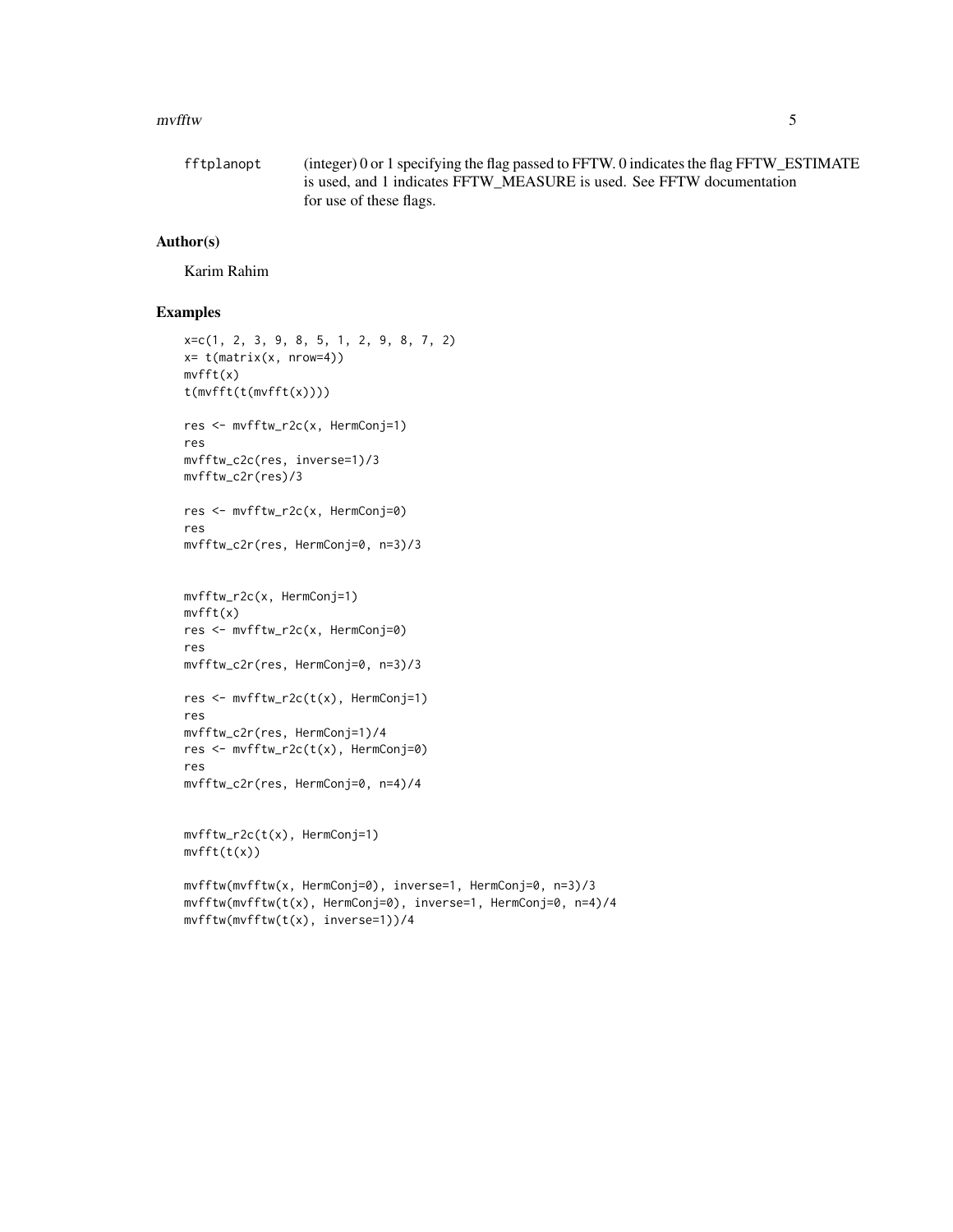| | |
|---|---|
| fftplanopt | (integer) 0 or 1 specifying the flag passed to FFTW. 0 indicates the flag FFTW_ESTIMATE is used, and 1 indicates FFTW_MEASURE is used. See FFTW documentation for use of these flags. |

## Author(s)

Karim Rahim

## Examples

```
x=c(1, 2, 3, 9, 8, 5, 1, 2, 9, 8, 7, 2)
x= t(matrix(x, nrow=4))
mvfft(x)
t(mvfft(t(mvfft(x))))

res <- mvfftw_r2c(x, HermConj=1)
res
mvfftw_c2c(res, inverse=1)/3
mvfftw_c2r(res)/3

res <- mvfftw_r2c(x, HermConj=0)
res
mvfftw_c2r(res, HermConj=0, n=3)/3


mvfftw_r2c(x, HermConj=1)
mvfft(x)
res <- mvfftw_r2c(x, HermConj=0)
res
mvfftw_c2r(res, HermConj=0, n=3)/3

res <- mvfftw_r2c(t(x), HermConj=1)
res
mvfftw_c2r(res, HermConj=1)/4
res <- mvfftw_r2c(t(x), HermConj=0)
res
mvfftw_c2r(res, HermConj=0, n=4)/4


mvfftw_r2c(t(x), HermConj=1)
mvfft(t(x))

mvfftw(mvfftw(x, HermConj=0), inverse=1, HermConj=0, n=3)/3
mvfftw(mvfftw(t(x), HermConj=0), inverse=1, HermConj=0, n=4)/4
mvfftw(mvfftw(t(x), inverse=1))/4
```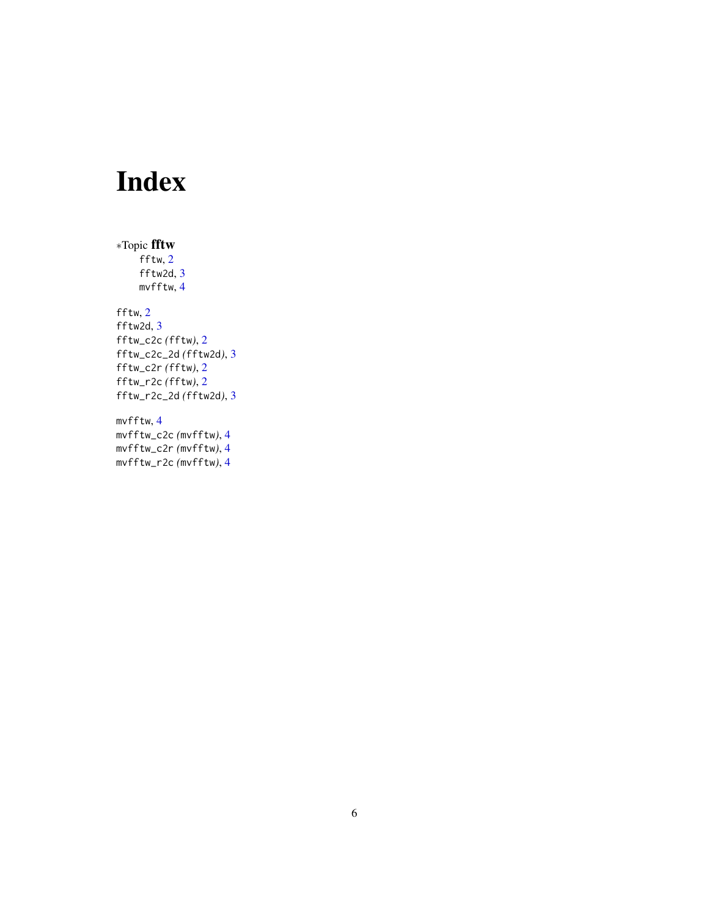# Index

*Topic **fftw**
    fftw, 2
    fftw2d, 3
    mvfftw, 4

fftw, 2
fftw2d, 3
fftw_c2c *(*fftw*)*, 2
fftw_c2c_2d *(*fftw2d*)*, 3
fftw_c2r *(*fftw*)*, 2
fftw_r2c *(*fftw*)*, 2
fftw_r2c_2d *(*fftw2d*)*, 3

mvfftw, 4
mvfftw_c2c *(*mvfftw*)*, 4
mvfftw_c2r *(*mvfftw*)*, 4
mvfftw_r2c *(*mvfftw*)*, 4